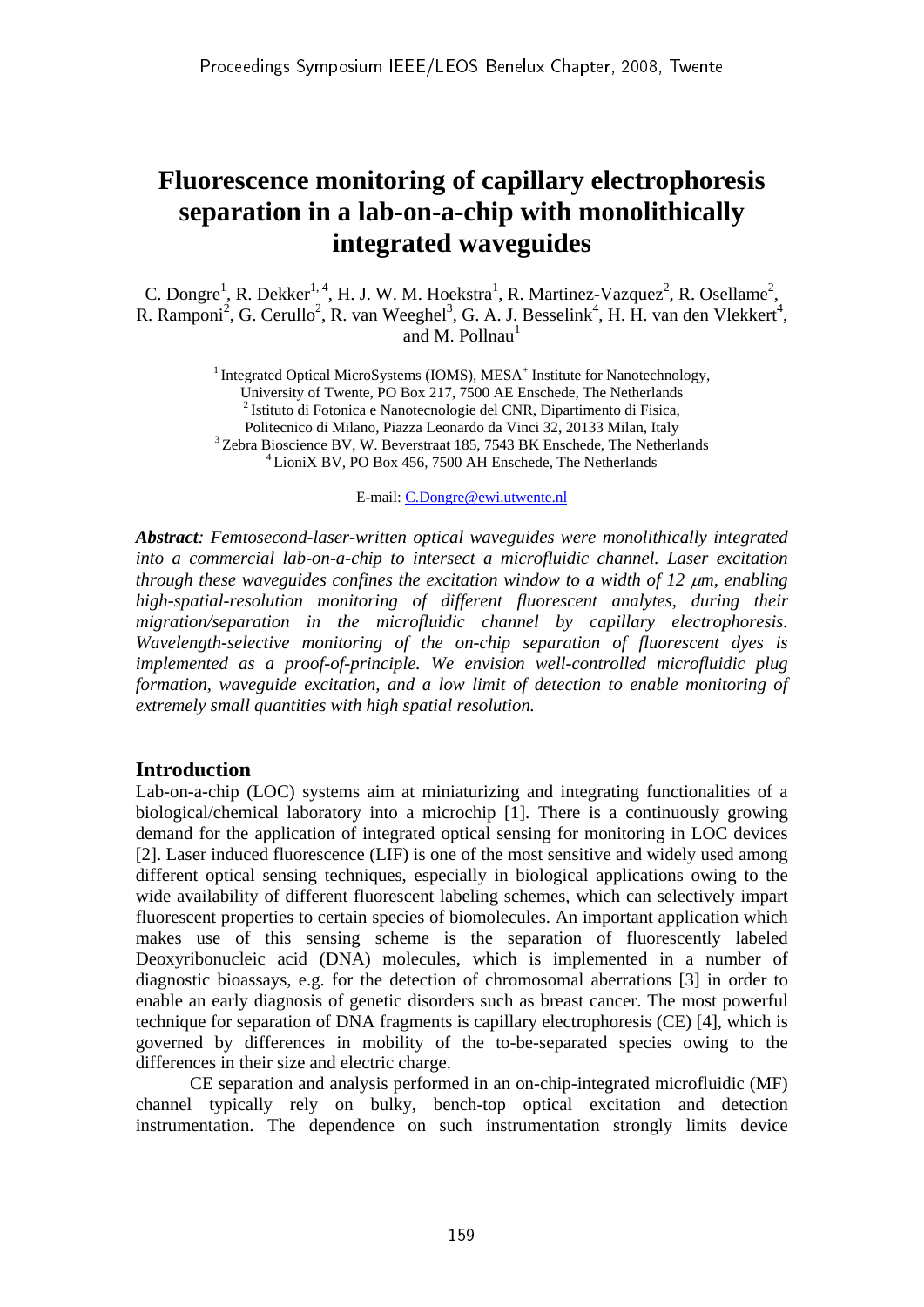# Fluorescence monitoring of capillary electrophoresis separation in a lab-on-a-chip with monolithically integrated waveguides

C. Dongre[1], R. Dekker[1, 4], H. J. W. M. Hoekstra[1], R. Martinez-Vazquez[2], R. Osellame[2], R. Ramponi[2], G. Cerullo[2], R. van Weeghel[3], G. A. J. Besselink[4], H. H. van den Vlekkert[4], and M. Pollnau[1]

[1] Integrated Optical MicroSystems (IOMS), MESA+ Institute for Nanotechnology, University of Twente, PO Box 217, 7500 AE Enschede, The Netherlands
[2] Istituto di Fotonica e Nanotecnologie del CNR, Dipartimento di Fisica, Politecnico di Milano, Piazza Leonardo da Vinci 32, 20133 Milan, Italy
[3] Zebra Bioscience BV, W. Beverstraat 185, 7543 BK Enschede, The Netherlands
[4] LioniX BV, PO Box 456, 7500 AH Enschede, The Netherlands

E-mail: C.Dongre@ewi.utwente.nl

***Abstract**: Femtosecond-laser-written optical waveguides were monolithically integrated into a commercial lab-on-a-chip to intersect a microfluidic channel. Laser excitation through these waveguides confines the excitation window to a width of 12 μm, enabling high-spatial-resolution monitoring of different fluorescent analytes, during their migration/separation in the microfluidic channel by capillary electrophoresis. Wavelength-selective monitoring of the on-chip separation of fluorescent dyes is implemented as a proof-of-principle. We envision well-controlled microfluidic plug formation, waveguide excitation, and a low limit of detection to enable monitoring of extremely small quantities with high spatial resolution.*

## Introduction

Lab-on-a-chip (LOC) systems aim at miniaturizing and integrating functionalities of a biological/chemical laboratory into a microchip [1]. There is a continuously growing demand for the application of integrated optical sensing for monitoring in LOC devices [2]. Laser induced fluorescence (LIF) is one of the most sensitive and widely used among different optical sensing techniques, especially in biological applications owing to the wide availability of different fluorescent labeling schemes, which can selectively impart fluorescent properties to certain species of biomolecules. An important application which makes use of this sensing scheme is the separation of fluorescently labeled Deoxyribonucleic acid (DNA) molecules, which is implemented in a number of diagnostic bioassays, e.g. for the detection of chromosomal aberrations [3] in order to enable an early diagnosis of genetic disorders such as breast cancer. The most powerful technique for separation of DNA fragments is capillary electrophoresis (CE) [4], which is governed by differences in mobility of the to-be-separated species owing to the differences in their size and electric charge.

CE separation and analysis performed in an on-chip-integrated microfluidic (MF) channel typically rely on bulky, bench-top optical excitation and detection instrumentation. The dependence on such instrumentation strongly limits device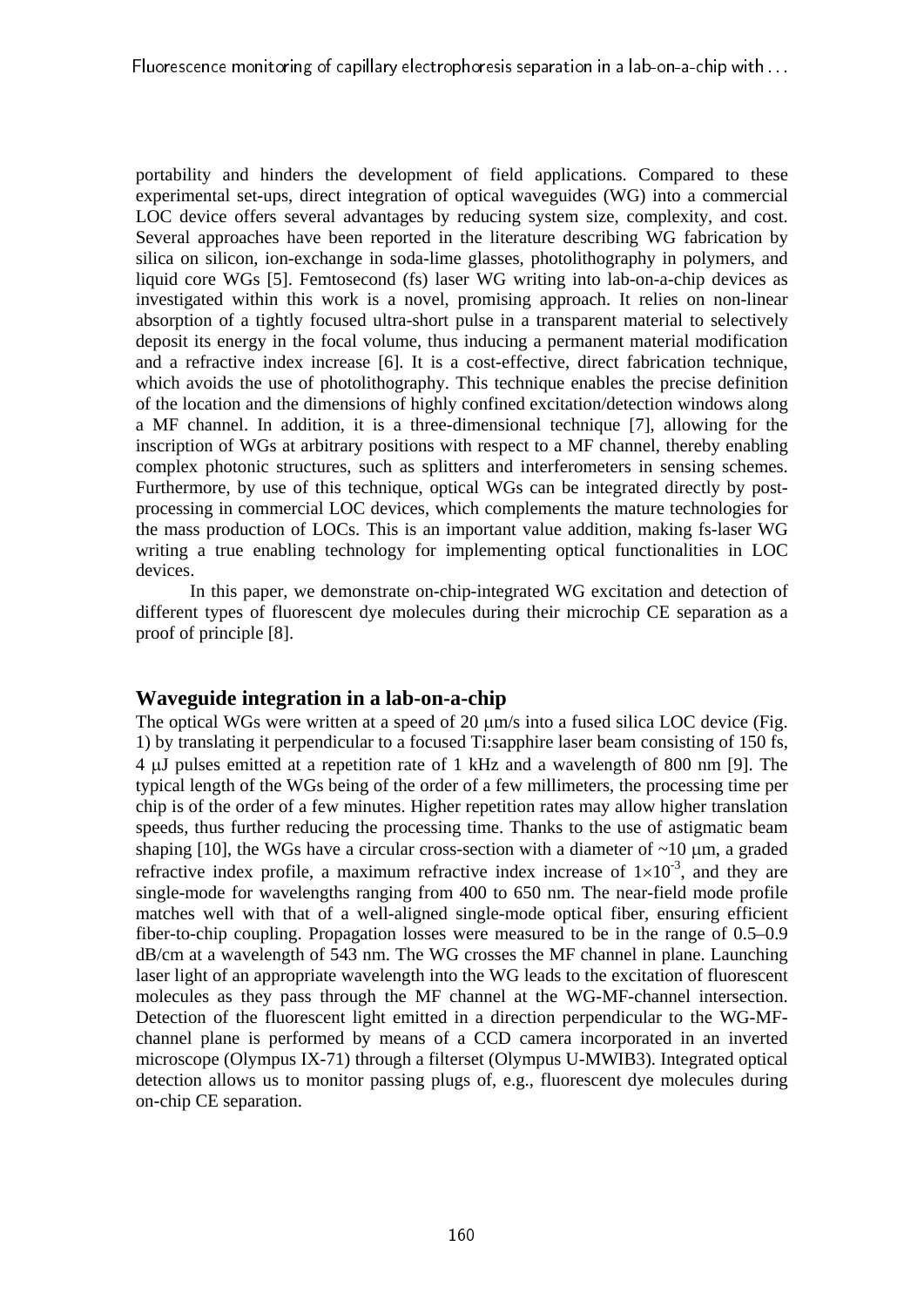portability and hinders the development of field applications. Compared to these experimental set-ups, direct integration of optical waveguides (WG) into a commercial LOC device offers several advantages by reducing system size, complexity, and cost. Several approaches have been reported in the literature describing WG fabrication by silica on silicon, ion-exchange in soda-lime glasses, photolithography in polymers, and liquid core WGs [5]. Femtosecond (fs) laser WG writing into lab-on-a-chip devices as investigated within this work is a novel, promising approach. It relies on non-linear absorption of a tightly focused ultra-short pulse in a transparent material to selectively deposit its energy in the focal volume, thus inducing a permanent material modification and a refractive index increase [6]. It is a cost-effective, direct fabrication technique, which avoids the use of photolithography. This technique enables the precise definition of the location and the dimensions of highly confined excitation/detection windows along a MF channel. In addition, it is a three-dimensional technique [7], allowing for the inscription of WGs at arbitrary positions with respect to a MF channel, thereby enabling complex photonic structures, such as splitters and interferometers in sensing schemes. Furthermore, by use of this technique, optical WGs can be integrated directly by post-processing in commercial LOC devices, which complements the mature technologies for the mass production of LOCs. This is an important value addition, making fs-laser WG writing a true enabling technology for implementing optical functionalities in LOC devices.

In this paper, we demonstrate on-chip-integrated WG excitation and detection of different types of fluorescent dye molecules during their microchip CE separation as a proof of principle [8].

## Waveguide integration in a lab-on-a-chip

The optical WGs were written at a speed of 20 μm/s into a fused silica LOC device (Fig. 1) by translating it perpendicular to a focused Ti:sapphire laser beam consisting of 150 fs, 4 μJ pulses emitted at a repetition rate of 1 kHz and a wavelength of 800 nm [9]. The typical length of the WGs being of the order of a few millimeters, the processing time per chip is of the order of a few minutes. Higher repetition rates may allow higher translation speeds, thus further reducing the processing time. Thanks to the use of astigmatic beam shaping [10], the WGs have a circular cross-section with a diameter of ~10 μm, a graded refractive index profile, a maximum refractive index increase of $1\times10^{-3}$, and they are single-mode for wavelengths ranging from 400 to 650 nm. The near-field mode profile matches well with that of a well-aligned single-mode optical fiber, ensuring efficient fiber-to-chip coupling. Propagation losses were measured to be in the range of 0.5–0.9 dB/cm at a wavelength of 543 nm. The WG crosses the MF channel in plane. Launching laser light of an appropriate wavelength into the WG leads to the excitation of fluorescent molecules as they pass through the MF channel at the WG-MF-channel intersection. Detection of the fluorescent light emitted in a direction perpendicular to the WG-MF-channel plane is performed by means of a CCD camera incorporated in an inverted microscope (Olympus IX-71) through a filterset (Olympus U-MWIB3). Integrated optical detection allows us to monitor passing plugs of, e.g., fluorescent dye molecules during on-chip CE separation.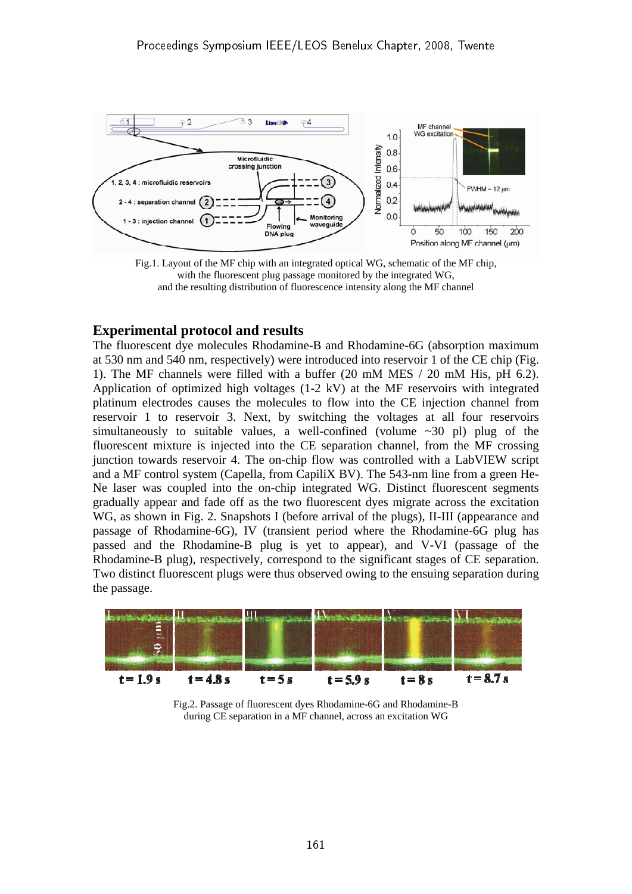1, 2, 3, 4 : microfluidic reservoirs

2 - 4 : separation channel

1 - 3 : injection channel

Microfluidic crossing junction

Flowing DNA plug

Monitoring waveguide

MF channel

WG excitation

FWHM = 12 μm

Normalized Intensity

1.0

0.8

0.6

0.4

0.2

0.0

0 50 100 150 200

Position along MF channel (μm)

Fig.1. Layout of the MF chip with an integrated optical WG, schematic of the MF chip, with the fluorescent plug passage monitored by the integrated WG, and the resulting distribution of fluorescence intensity along the MF channel

## Experimental protocol and results

The fluorescent dye molecules Rhodamine-B and Rhodamine-6G (absorption maximum at 530 nm and 540 nm, respectively) were introduced into reservoir 1 of the CE chip (Fig. 1). The MF channels were filled with a buffer (20 mM MES / 20 mM His, pH 6.2). Application of optimized high voltages (1-2 kV) at the MF reservoirs with integrated platinum electrodes causes the molecules to flow into the CE injection channel from reservoir 1 to reservoir 3. Next, by switching the voltages at all four reservoirs simultaneously to suitable values, a well-confined (volume ~30 pl) plug of the fluorescent mixture is injected into the CE separation channel, from the MF crossing junction towards reservoir 4. The on-chip flow was controlled with a LabVIEW script and a MF control system (Capella, from CapiliX BV). The 543-nm line from a green He-Ne laser was coupled into the on-chip integrated WG. Distinct fluorescent segments gradually appear and fade off as the two fluorescent dyes migrate across the excitation WG, as shown in Fig. 2. Snapshots I (before arrival of the plugs), II-III (appearance and passage of Rhodamine-6G), IV (transient period where the Rhodamine-6G plug has passed and the Rhodamine-B plug is yet to appear), and V-VI (passage of the Rhodamine-B plug), respectively, correspond to the significant stages of CE separation. Two distinct fluorescent plugs were thus observed owing to the ensuing separation during the passage.

I II III IV V VI

50 μm

t = 1.9 s t = 4.8 s t = 5 s t = 5.9 s t = 8 s t = 8.7 s

Fig.2. Passage of fluorescent dyes Rhodamine-6G and Rhodamine-B during CE separation in a MF channel, across an excitation WG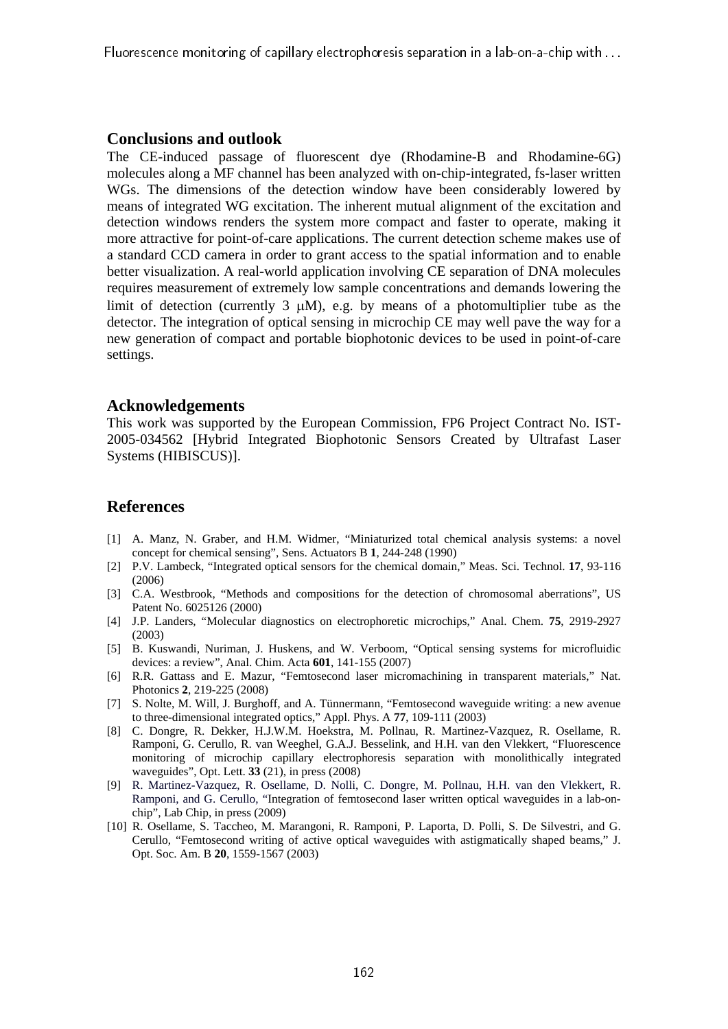## Conclusions and outlook

The CE-induced passage of fluorescent dye (Rhodamine-B and Rhodamine-6G) molecules along a MF channel has been analyzed with on-chip-integrated, fs-laser written WGs. The dimensions of the detection window have been considerably lowered by means of integrated WG excitation. The inherent mutual alignment of the excitation and detection windows renders the system more compact and faster to operate, making it more attractive for point-of-care applications. The current detection scheme makes use of a standard CCD camera in order to grant access to the spatial information and to enable better visualization. A real-world application involving CE separation of DNA molecules requires measurement of extremely low sample concentrations and demands lowering the limit of detection (currently 3 μM), e.g. by means of a photomultiplier tube as the detector. The integration of optical sensing in microchip CE may well pave the way for a new generation of compact and portable biophotonic devices to be used in point-of-care settings.

## Acknowledgements

This work was supported by the European Commission, FP6 Project Contract No. IST-2005-034562 [Hybrid Integrated Biophotonic Sensors Created by Ultrafast Laser Systems (HIBISCUS)].

## References

[1] A. Manz, N. Graber, and H.M. Widmer, "Miniaturized total chemical analysis systems: a novel concept for chemical sensing", Sens. Actuators B **1**, 244-248 (1990)

[2] P.V. Lambeck, "Integrated optical sensors for the chemical domain," Meas. Sci. Technol. **17**, 93-116 (2006)

[3] C.A. Westbrook, "Methods and compositions for the detection of chromosomal aberrations", US Patent No. 6025126 (2000)

[4] J.P. Landers, "Molecular diagnostics on electrophoretic microchips," Anal. Chem. **75**, 2919-2927 (2003)

[5] B. Kuswandi, Nuriman, J. Huskens, and W. Verboom, "Optical sensing systems for microfluidic devices: a review", Anal. Chim. Acta **601**, 141-155 (2007)

[6] R.R. Gattass and E. Mazur, "Femtosecond laser micromachining in transparent materials," Nat. Photonics **2**, 219-225 (2008)

[7] S. Nolte, M. Will, J. Burghoff, and A. Tünnermann, "Femtosecond waveguide writing: a new avenue to three-dimensional integrated optics," Appl. Phys. A **77**, 109-111 (2003)

[8] C. Dongre, R. Dekker, H.J.W.M. Hoekstra, M. Pollnau, R. Martinez-Vazquez, R. Osellame, R. Ramponi, G. Cerullo, R. van Weeghel, G.A.J. Besselink, and H.H. van den Vlekkert, "Fluorescence monitoring of microchip capillary electrophoresis separation with monolithically integrated waveguides", Opt. Lett. **33** (21), in press (2008)

[9] R. Martinez-Vazquez, R. Osellame, D. Nolli, C. Dongre, M. Pollnau, H.H. van den Vlekkert, R. Ramponi, and G. Cerullo, "Integration of femtosecond laser written optical waveguides in a lab-on-chip", Lab Chip, in press (2009)

[10] R. Osellame, S. Taccheo, M. Marangoni, R. Ramponi, P. Laporta, D. Polli, S. De Silvestri, and G. Cerullo, "Femtosecond writing of active optical waveguides with astigmatically shaped beams," J. Opt. Soc. Am. B **20**, 1559-1567 (2003)